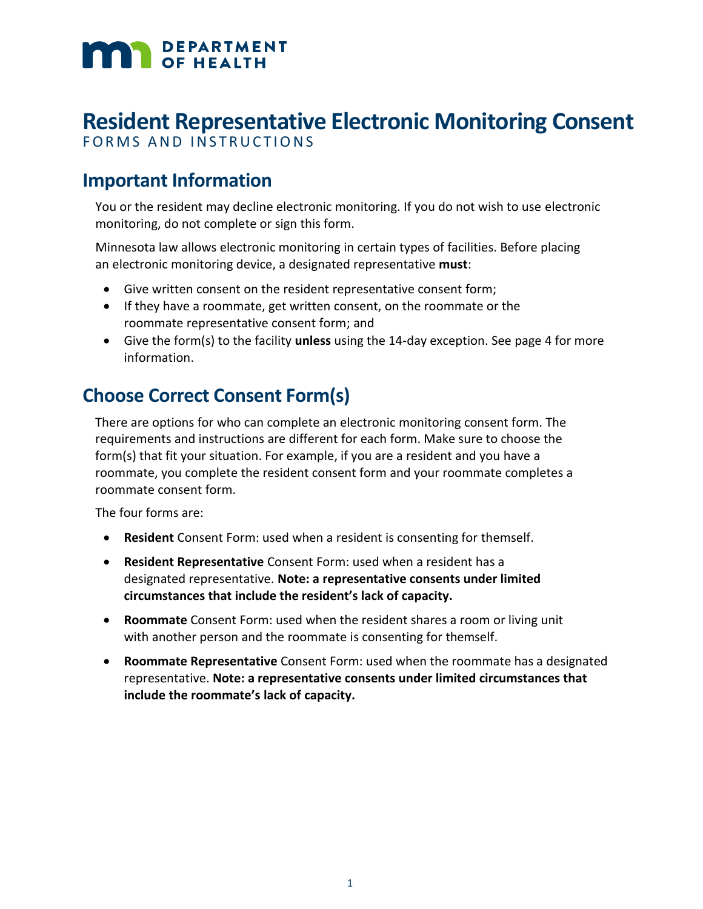DEPARTMENT OF HEALTH

# Resident Representative Electronic Monitoring Consent

FORMS AND INSTRUCTIONS

## Important Information

You or the resident may decline electronic monitoring. If you do not wish to use electronic monitoring, do not complete or sign this form.

Minnesota law allows electronic monitoring in certain types of facilities. Before placing an electronic monitoring device, a designated representative **must**:

- Give written consent on the resident representative consent form;
- If they have a roommate, get written consent, on the roommate or the roommate representative consent form; and
- Give the form(s) to the facility **unless** using the 14-day exception. See page 4 for more information.

## Choose Correct Consent Form(s)

There are options for who can complete an electronic monitoring consent form. The requirements and instructions are different for each form. Make sure to choose the form(s) that fit your situation. For example, if you are a resident and you have a roommate, you complete the resident consent form and your roommate completes a roommate consent form.

The four forms are:

- **Resident** Consent Form: used when a resident is consenting for themself.
- **Resident Representative** Consent Form: used when a resident has a designated representative. **Note: a representative consents under limited circumstances that include the resident's lack of capacity.**
- **Roommate** Consent Form: used when the resident shares a room or living unit with another person and the roommate is consenting for themself.
- **Roommate Representative** Consent Form: used when the roommate has a designated representative. **Note: a representative consents under limited circumstances that include the roommate's lack of capacity.**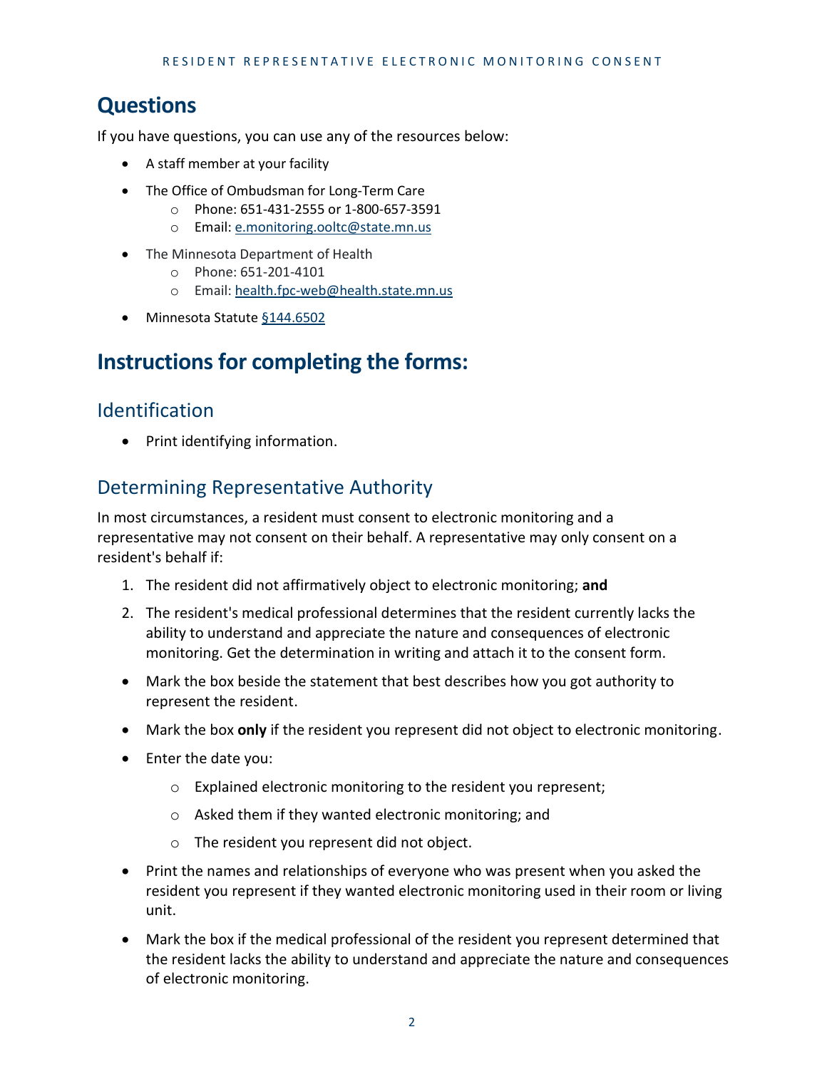## Questions

If you have questions, you can use any of the resources below:

- A staff member at your facility
- The Office of Ombudsman for Long-Term Care
  - Phone: 651-431-2555 or 1-800-657-3591
  - Email: e.monitoring.ooltc@state.mn.us
- The Minnesota Department of Health
  - Phone: 651-201-4101
  - Email: health.fpc-web@health.state.mn.us
- Minnesota Statute §144.6502

## Instructions for completing the forms:

### Identification

- Print identifying information.

### Determining Representative Authority

In most circumstances, a resident must consent to electronic monitoring and a representative may not consent on their behalf. A representative may only consent on a resident's behalf if:

1. The resident did not affirmatively object to electronic monitoring; **and**
2. The resident's medical professional determines that the resident currently lacks the ability to understand and appreciate the nature and consequences of electronic monitoring. Get the determination in writing and attach it to the consent form.

- Mark the box beside the statement that best describes how you got authority to represent the resident.
- Mark the box **only** if the resident you represent did not object to electronic monitoring.
- Enter the date you:
  - Explained electronic monitoring to the resident you represent;
  - Asked them if they wanted electronic monitoring; and
  - The resident you represent did not object.
- Print the names and relationships of everyone who was present when you asked the resident you represent if they wanted electronic monitoring used in their room or living unit.
- Mark the box if the medical professional of the resident you represent determined that the resident lacks the ability to understand and appreciate the nature and consequences of electronic monitoring.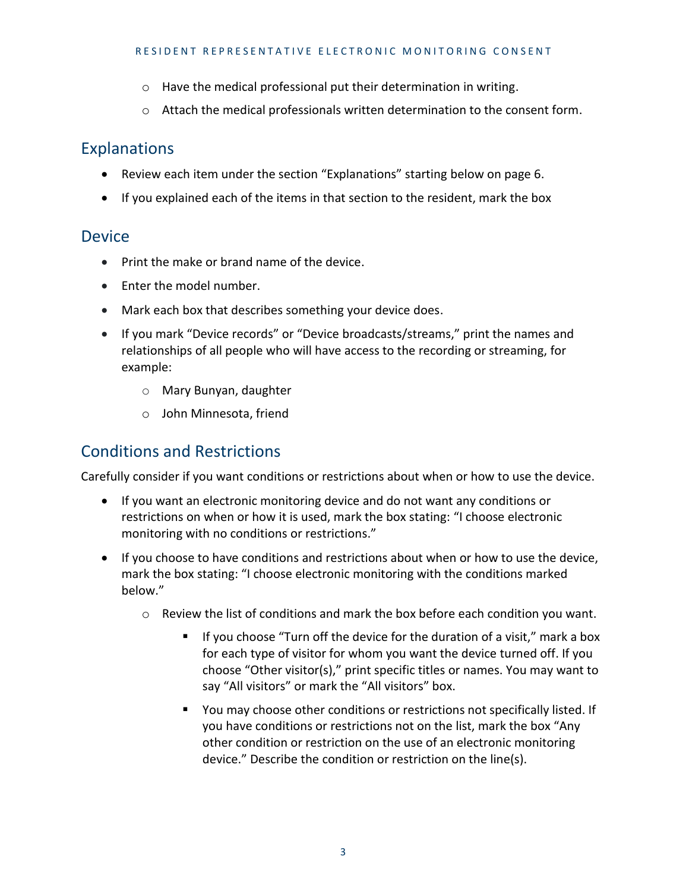- Have the medical professional put their determination in writing.
- Attach the medical professionals written determination to the consent form.

## Explanations

- Review each item under the section "Explanations" starting below on page 6.
- If you explained each of the items in that section to the resident, mark the box

## Device

- Print the make or brand name of the device.
- Enter the model number.
- Mark each box that describes something your device does.
- If you mark "Device records" or "Device broadcasts/streams," print the names and relationships of all people who will have access to the recording or streaming, for example:
  - Mary Bunyan, daughter
  - John Minnesota, friend

## Conditions and Restrictions

Carefully consider if you want conditions or restrictions about when or how to use the device.

- If you want an electronic monitoring device and do not want any conditions or restrictions on when or how it is used, mark the box stating: "I choose electronic monitoring with no conditions or restrictions."
- If you choose to have conditions and restrictions about when or how to use the device, mark the box stating: "I choose electronic monitoring with the conditions marked below."
  - Review the list of conditions and mark the box before each condition you want.
    - If you choose "Turn off the device for the duration of a visit," mark a box for each type of visitor for whom you want the device turned off. If you choose "Other visitor(s)," print specific titles or names. You may want to say "All visitors" or mark the "All visitors" box.
    - You may choose other conditions or restrictions not specifically listed. If you have conditions or restrictions not on the list, mark the box "Any other condition or restriction on the use of an electronic monitoring device." Describe the condition or restriction on the line(s).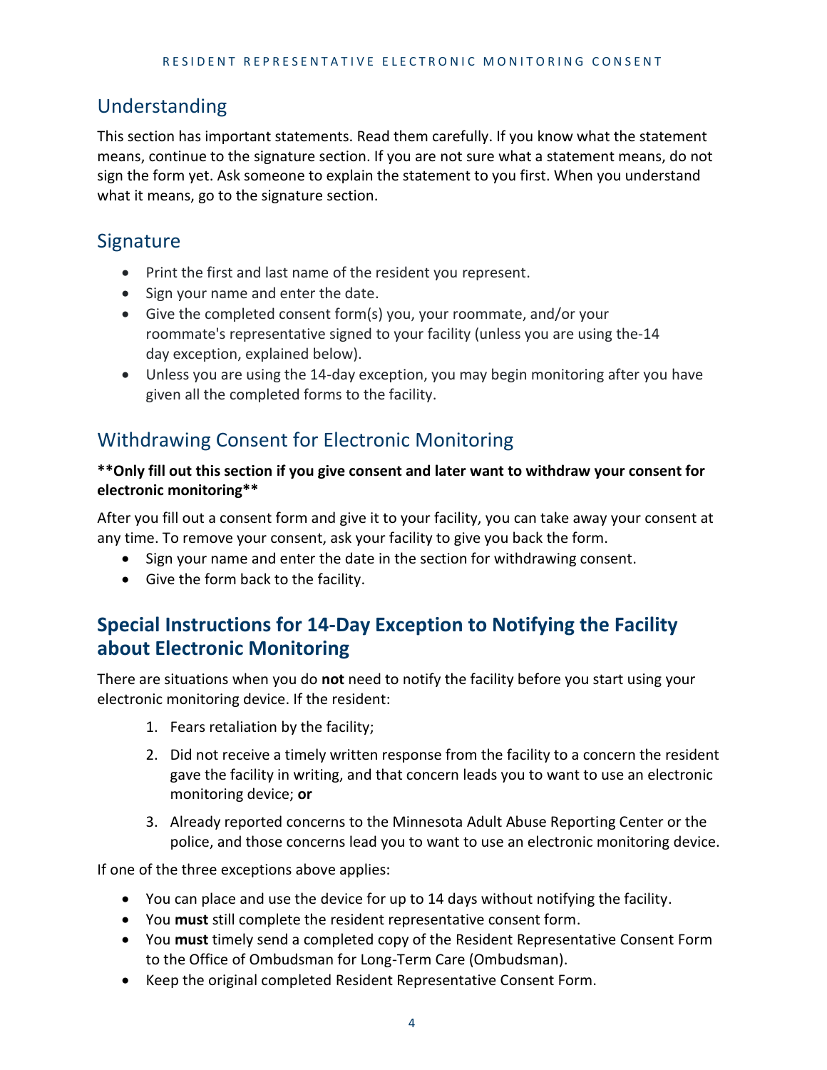## Understanding

This section has important statements. Read them carefully. If you know what the statement means, continue to the signature section. If you are not sure what a statement means, do not sign the form yet. Ask someone to explain the statement to you first. When you understand what it means, go to the signature section.

## Signature

- Print the first and last name of the resident you represent.
- Sign your name and enter the date.
- Give the completed consent form(s) you, your roommate, and/or your roommate's representative signed to your facility (unless you are using the-14 day exception, explained below).
- Unless you are using the 14-day exception, you may begin monitoring after you have given all the completed forms to the facility.

## Withdrawing Consent for Electronic Monitoring

****Only fill out this section if you give consent and later want to withdraw your consent for electronic monitoring****

After you fill out a consent form and give it to your facility, you can take away your consent at any time. To remove your consent, ask your facility to give you back the form.

- Sign your name and enter the date in the section for withdrawing consent.
- Give the form back to the facility.

## Special Instructions for 14-Day Exception to Notifying the Facility about Electronic Monitoring

There are situations when you do **not** need to notify the facility before you start using your electronic monitoring device. If the resident:

1. Fears retaliation by the facility;
2. Did not receive a timely written response from the facility to a concern the resident gave the facility in writing, and that concern leads you to want to use an electronic monitoring device; **or**
3. Already reported concerns to the Minnesota Adult Abuse Reporting Center or the police, and those concerns lead you to want to use an electronic monitoring device.

If one of the three exceptions above applies:

- You can place and use the device for up to 14 days without notifying the facility.
- You **must** still complete the resident representative consent form.
- You **must** timely send a completed copy of the Resident Representative Consent Form to the Office of Ombudsman for Long-Term Care (Ombudsman).
- Keep the original completed Resident Representative Consent Form.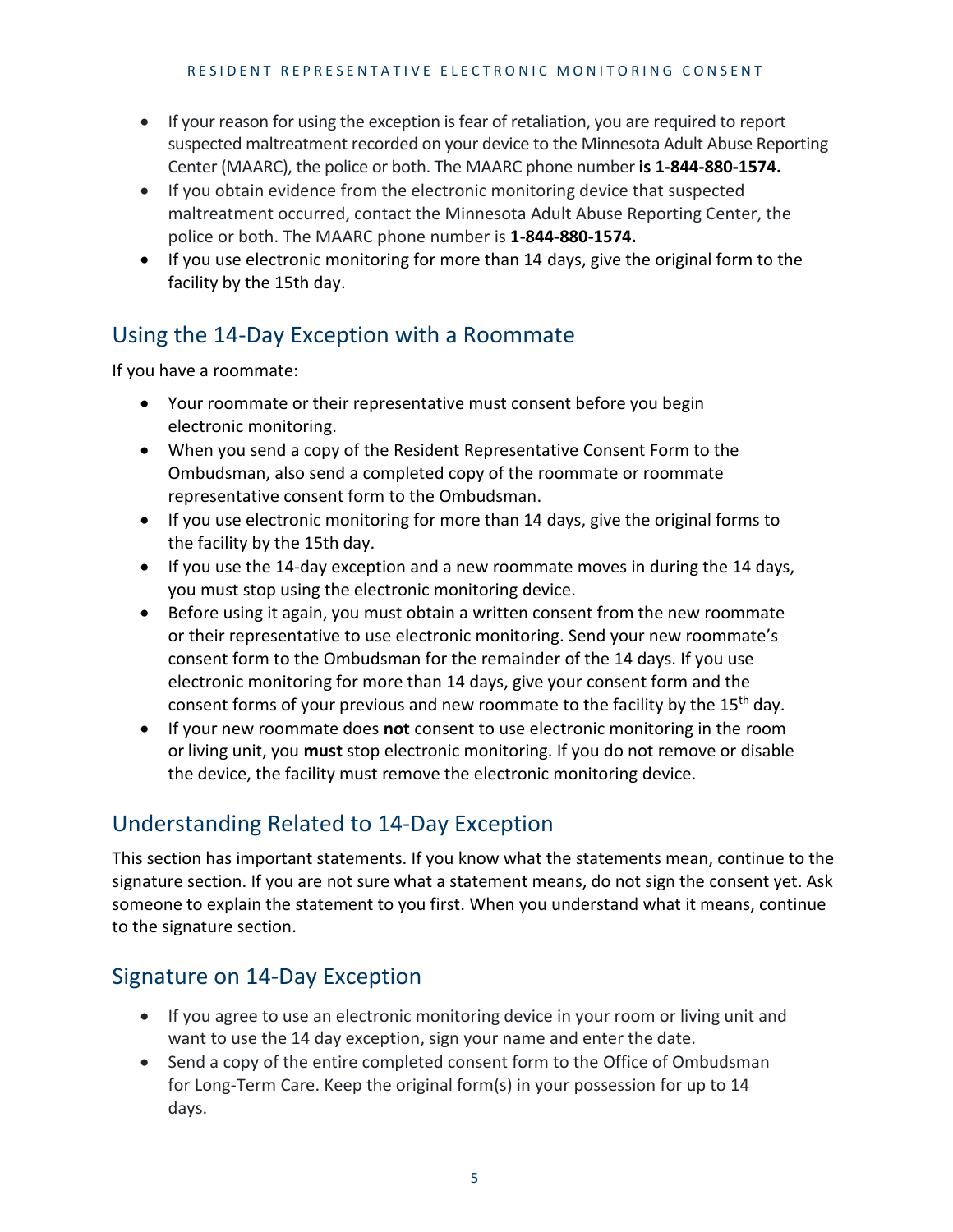- If your reason for using the exception is fear of retaliation, you are required to report suspected maltreatment recorded on your device to the Minnesota Adult Abuse Reporting Center (MAARC), the police or both. The MAARC phone number **is 1-844-880-1574.**
- If you obtain evidence from the electronic monitoring device that suspected maltreatment occurred, contact the Minnesota Adult Abuse Reporting Center, the police or both. The MAARC phone number is **1-844-880-1574.**
- If you use electronic monitoring for more than 14 days, give the original form to the facility by the 15th day.

## Using the 14-Day Exception with a Roommate

If you have a roommate:

- Your roommate or their representative must consent before you begin electronic monitoring.
- When you send a copy of the Resident Representative Consent Form to the Ombudsman, also send a completed copy of the roommate or roommate representative consent form to the Ombudsman.
- If you use electronic monitoring for more than 14 days, give the original forms to the facility by the 15th day.
- If you use the 14-day exception and a new roommate moves in during the 14 days, you must stop using the electronic monitoring device.
- Before using it again, you must obtain a written consent from the new roommate or their representative to use electronic monitoring. Send your new roommate's consent form to the Ombudsman for the remainder of the 14 days. If you use electronic monitoring for more than 14 days, give your consent form and the consent forms of your previous and new roommate to the facility by the 15th day.
- If your new roommate does **not** consent to use electronic monitoring in the room or living unit, you **must** stop electronic monitoring. If you do not remove or disable the device, the facility must remove the electronic monitoring device.

## Understanding Related to 14-Day Exception

This section has important statements. If you know what the statements mean, continue to the signature section. If you are not sure what a statement means, do not sign the consent yet. Ask someone to explain the statement to you first. When you understand what it means, continue to the signature section.

## Signature on 14-Day Exception

- If you agree to use an electronic monitoring device in your room or living unit and want to use the 14 day exception, sign your name and enter the date.
- Send a copy of the entire completed consent form to the Office of Ombudsman for Long-Term Care. Keep the original form(s) in your possession for up to 14 days.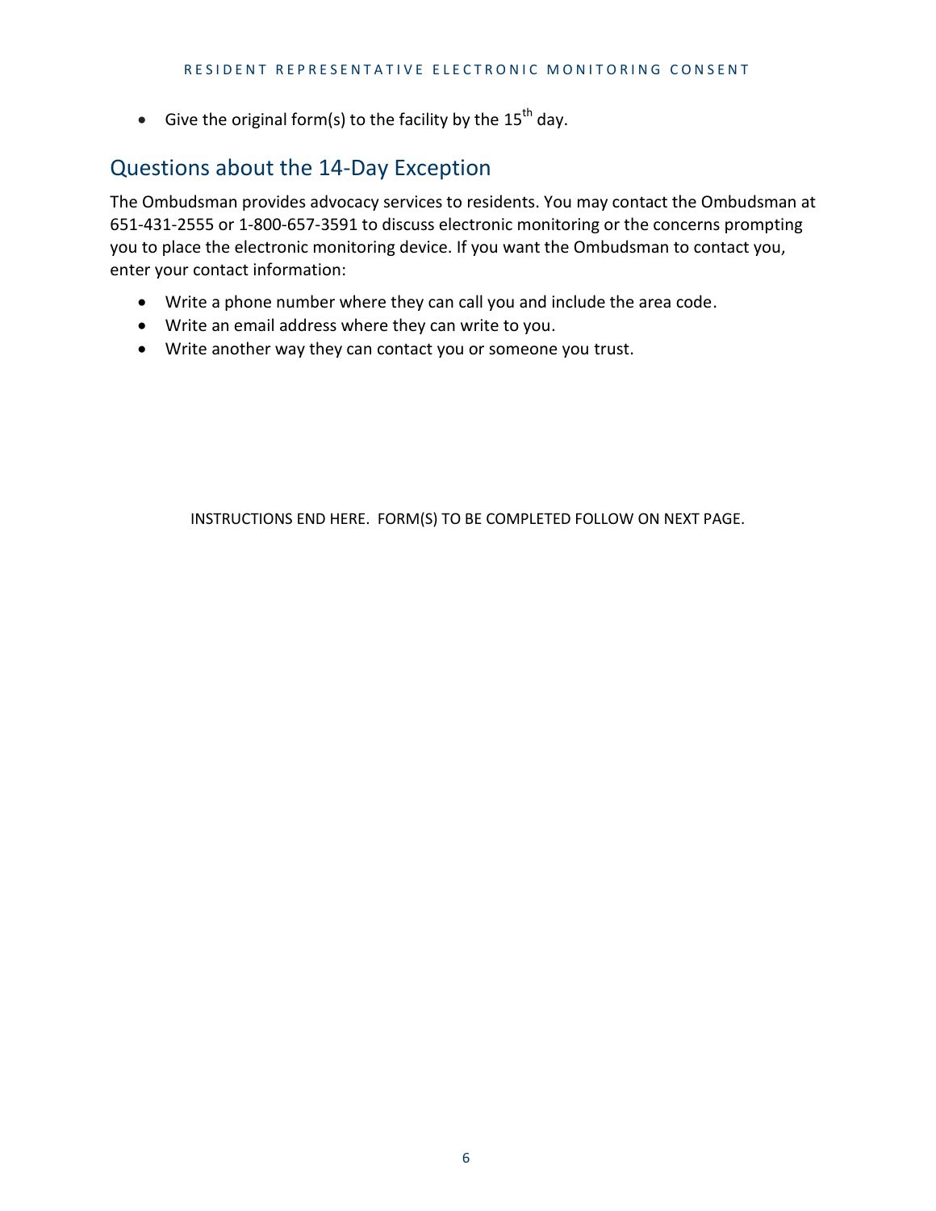- Give the original form(s) to the facility by the 15th day.

## Questions about the 14-Day Exception

The Ombudsman provides advocacy services to residents. You may contact the Ombudsman at 651-431-2555 or 1-800-657-3591 to discuss electronic monitoring or the concerns prompting you to place the electronic monitoring device. If you want the Ombudsman to contact you, enter your contact information:

- Write a phone number where they can call you and include the area code.
- Write an email address where they can write to you.
- Write another way they can contact you or someone you trust.

INSTRUCTIONS END HERE. FORM(S) TO BE COMPLETED FOLLOW ON NEXT PAGE.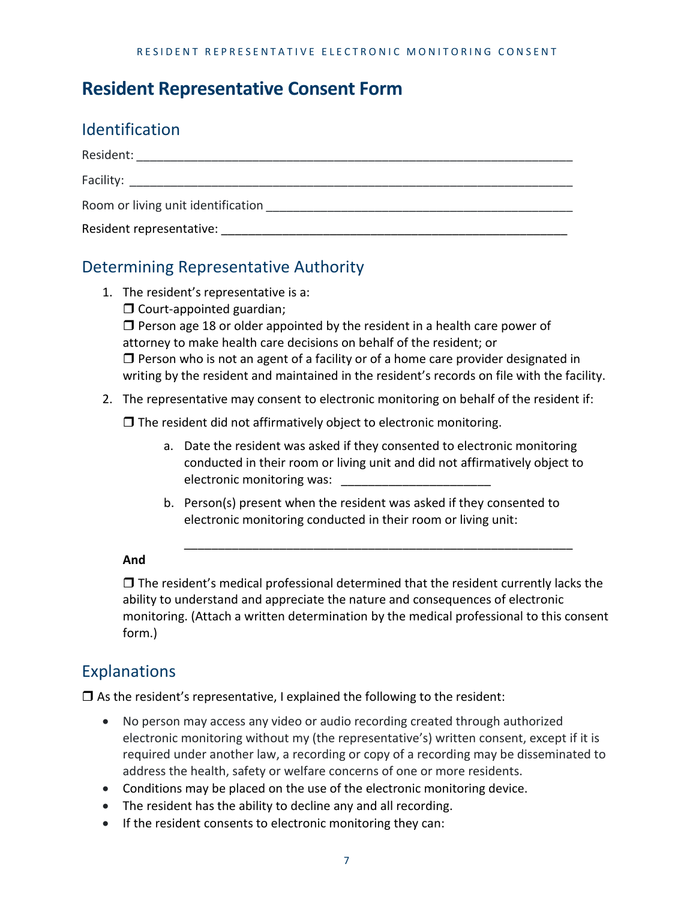# Resident Representative Consent Form

## Identification

Resident: ___________________________________________________________________

Facility: ____________________________________________________________________

Room or living unit identification ____________________________________________

Resident representative: ______________________________________________________

## Determining Representative Authority

1. The resident's representative is a:
   ☐ Court-appointed guardian;
   ☐ Person age 18 or older appointed by the resident in a health care power of attorney to make health care decisions on behalf of the resident; or
   ☐ Person who is not an agent of a facility or of a home care provider designated in writing by the resident and maintained in the resident's records on file with the facility.

2. The representative may consent to electronic monitoring on behalf of the resident if:

   ☐ The resident did not affirmatively object to electronic monitoring.

   a. Date the resident was asked if they consented to electronic monitoring conducted in their room or living unit and did not affirmatively object to electronic monitoring was: ______________________

   b. Person(s) present when the resident was asked if they consented to electronic monitoring conducted in their room or living unit:

      ____________________________________________________________

   **And**

   ☐ The resident's medical professional determined that the resident currently lacks the ability to understand and appreciate the nature and consequences of electronic monitoring. (Attach a written determination by the medical professional to this consent form.)

## Explanations

☐ As the resident's representative, I explained the following to the resident:

- No person may access any video or audio recording created through authorized electronic monitoring without my (the representative's) written consent, except if it is required under another law, a recording or copy of a recording may be disseminated to address the health, safety or welfare concerns of one or more residents.
- Conditions may be placed on the use of the electronic monitoring device.
- The resident has the ability to decline any and all recording.
- If the resident consents to electronic monitoring they can: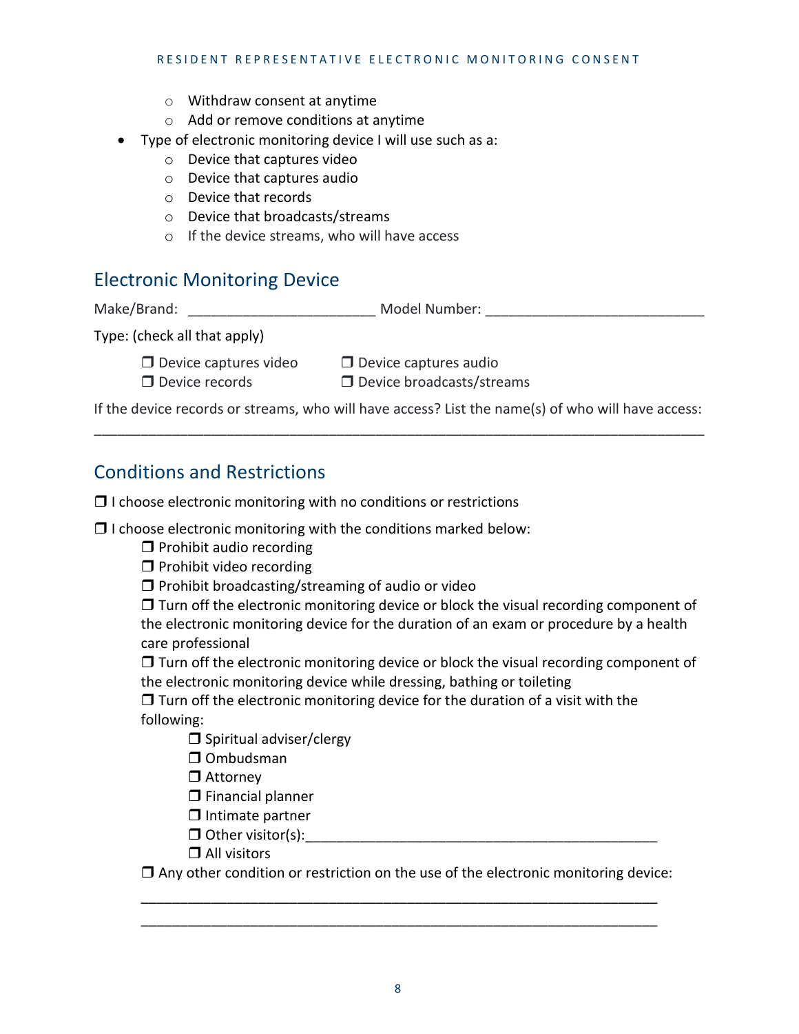- Withdraw consent at anytime
   - Add or remove conditions at anytime
- Type of electronic monitoring device I will use such as a:
   - Device that captures video
   - Device that captures audio
   - Device that records
   - Device that broadcasts/streams
   - If the device streams, who will have access

## Electronic Monitoring Device

Make/Brand: ________________________ Model Number: ____________________________

Type: (check all that apply)

❒ Device captures video ❒ Device captures audio
❒ Device records ❒ Device broadcasts/streams

If the device records or streams, who will have access? List the name(s) of who will have access:
______________________________________________________________________________

## Conditions and Restrictions

❒ I choose electronic monitoring with no conditions or restrictions

❒ I choose electronic monitoring with the conditions marked below:

❒ Prohibit audio recording
❒ Prohibit video recording
❒ Prohibit broadcasting/streaming of audio or video
❒ Turn off the electronic monitoring device or block the visual recording component of the electronic monitoring device for the duration of an exam or procedure by a health care professional
❒ Turn off the electronic monitoring device or block the visual recording component of the electronic monitoring device while dressing, bathing or toileting
❒ Turn off the electronic monitoring device for the duration of a visit with the following:

❒ Spiritual adviser/clergy
❒ Ombudsman
❒ Attorney
❒ Financial planner
❒ Intimate partner
❒ Other visitor(s):_____________________________________________
❒ All visitors

❒ Any other condition or restriction on the use of the electronic monitoring device:

_________________________________________________________________
_________________________________________________________________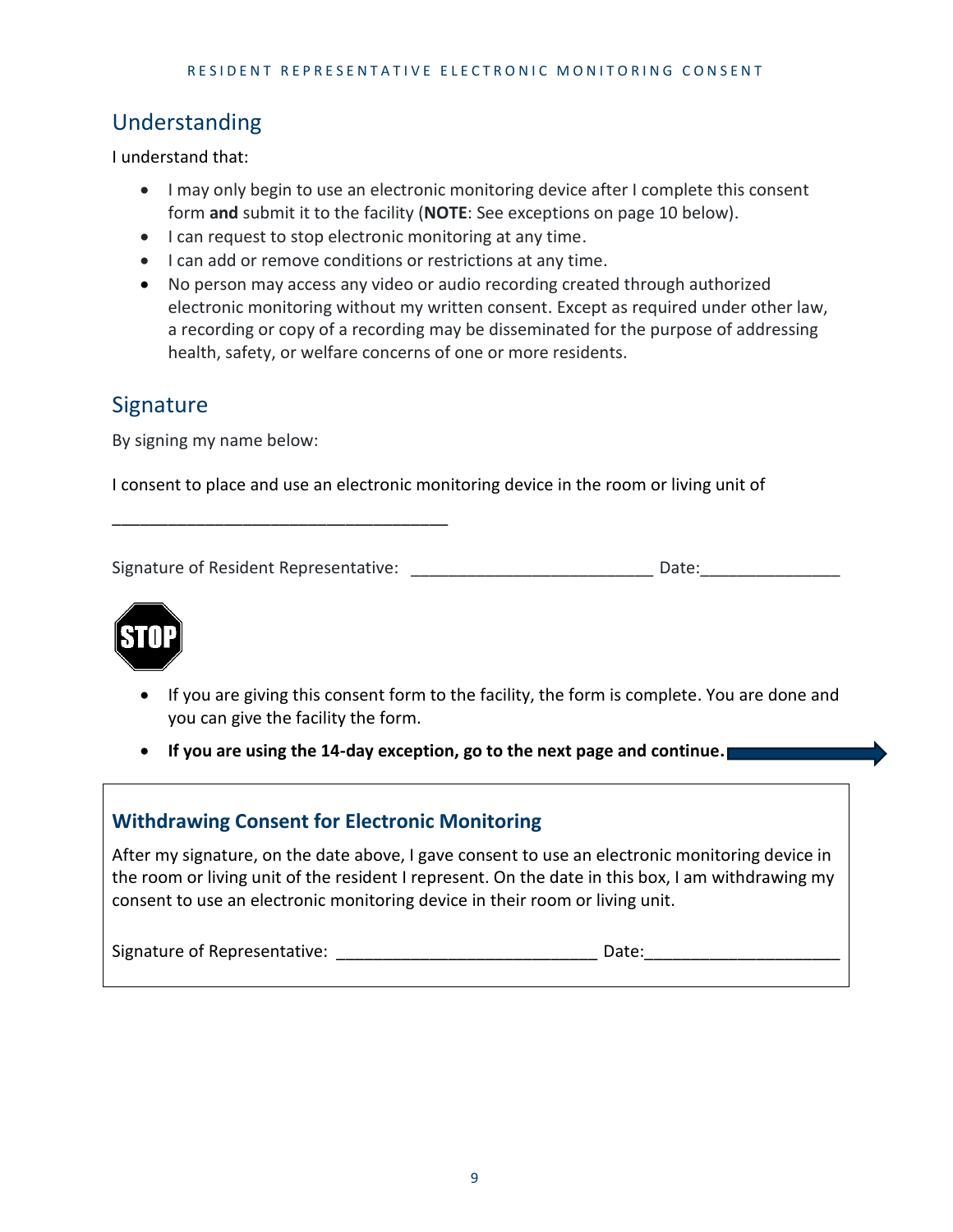## Understanding

I understand that:

- I may only begin to use an electronic monitoring device after I complete this consent form **and** submit it to the facility (**NOTE**: See exceptions on page 10 below).
- I can request to stop electronic monitoring at any time.
- I can add or remove conditions or restrictions at any time.
- No person may access any video or audio recording created through authorized electronic monitoring without my written consent. Except as required under other law, a recording or copy of a recording may be disseminated for the purpose of addressing health, safety, or welfare concerns of one or more residents.

## Signature

By signing my name below:

I consent to place and use an electronic monitoring device in the room or living unit of

_____________________________________

Signature of Resident Representative: __________________________ Date:_______________

STOP

- If you are giving this consent form to the facility, the form is complete. You are done and you can give the facility the form.
- **If you are using the 14-day exception, go to the next page and continue.**

### Withdrawing Consent for Electronic Monitoring

After my signature, on the date above, I gave consent to use an electronic monitoring device in the room or living unit of the resident I represent. On the date in this box, I am withdrawing my consent to use an electronic monitoring device in their room or living unit.

Signature of Representative: ____________________________ Date:_____________________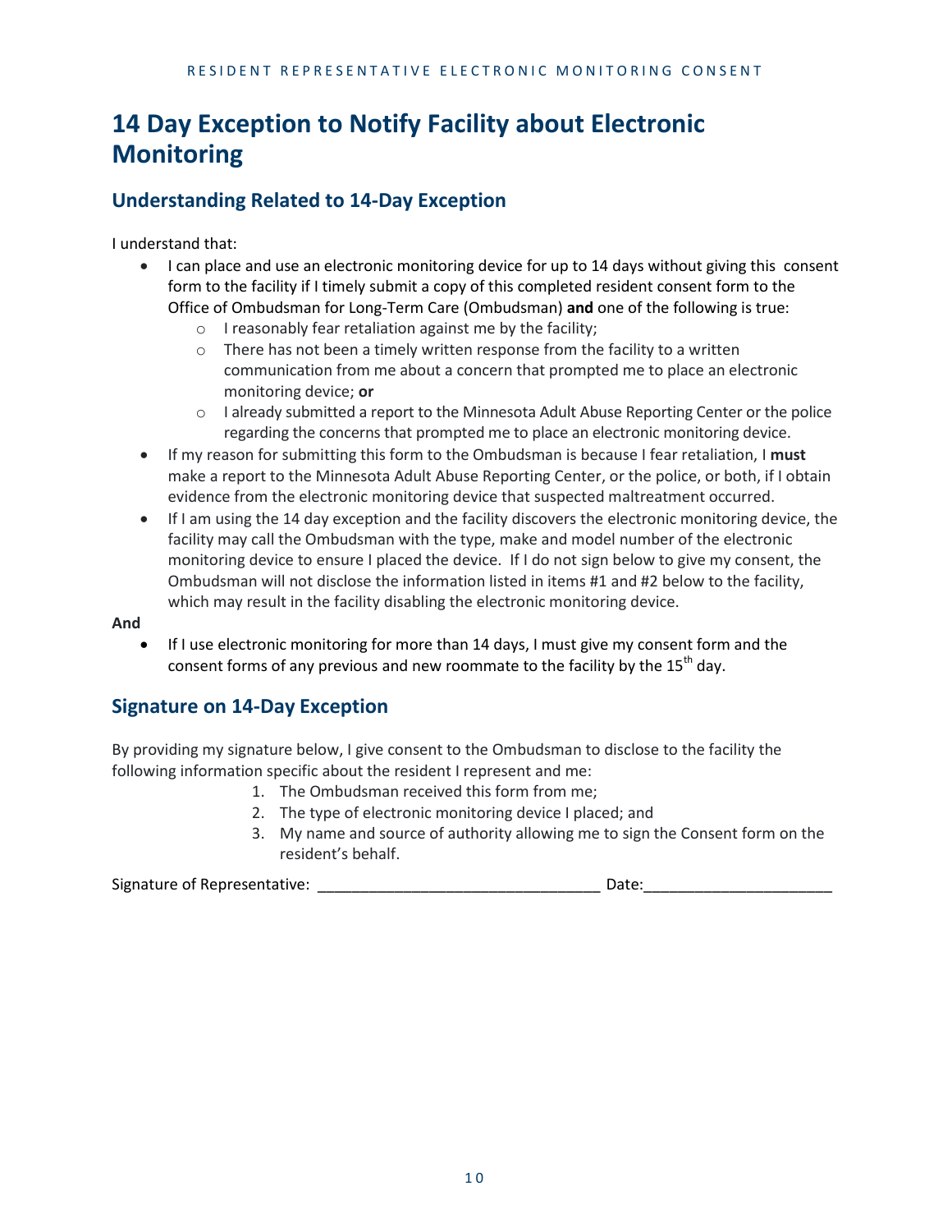# 14 Day Exception to Notify Facility about Electronic Monitoring

## Understanding Related to 14-Day Exception

I understand that:

- I can place and use an electronic monitoring device for up to 14 days without giving this consent form to the facility if I timely submit a copy of this completed resident consent form to the Office of Ombudsman for Long-Term Care (Ombudsman) **and** one of the following is true:
    - I reasonably fear retaliation against me by the facility;
    - There has not been a timely written response from the facility to a written communication from me about a concern that prompted me to place an electronic monitoring device; **or**
    - I already submitted a report to the Minnesota Adult Abuse Reporting Center or the police regarding the concerns that prompted me to place an electronic monitoring device.
- If my reason for submitting this form to the Ombudsman is because I fear retaliation, I **must** make a report to the Minnesota Adult Abuse Reporting Center, or the police, or both, if I obtain evidence from the electronic monitoring device that suspected maltreatment occurred.
- If I am using the 14 day exception and the facility discovers the electronic monitoring device, the facility may call the Ombudsman with the type, make and model number of the electronic monitoring device to ensure I placed the device. If I do not sign below to give my consent, the Ombudsman will not disclose the information listed in items #1 and #2 below to the facility, which may result in the facility disabling the electronic monitoring device.

**And**

- If I use electronic monitoring for more than 14 days, I must give my consent form and the consent forms of any previous and new roommate to the facility by the 15th day.

## Signature on 14-Day Exception

By providing my signature below, I give consent to the Ombudsman to disclose to the facility the following information specific about the resident I represent and me:

1. The Ombudsman received this form from me;
2. The type of electronic monitoring device I placed; and
3. My name and source of authority allowing me to sign the Consent form on the resident's behalf.

Signature of Representative: ________________________________ Date:_____________________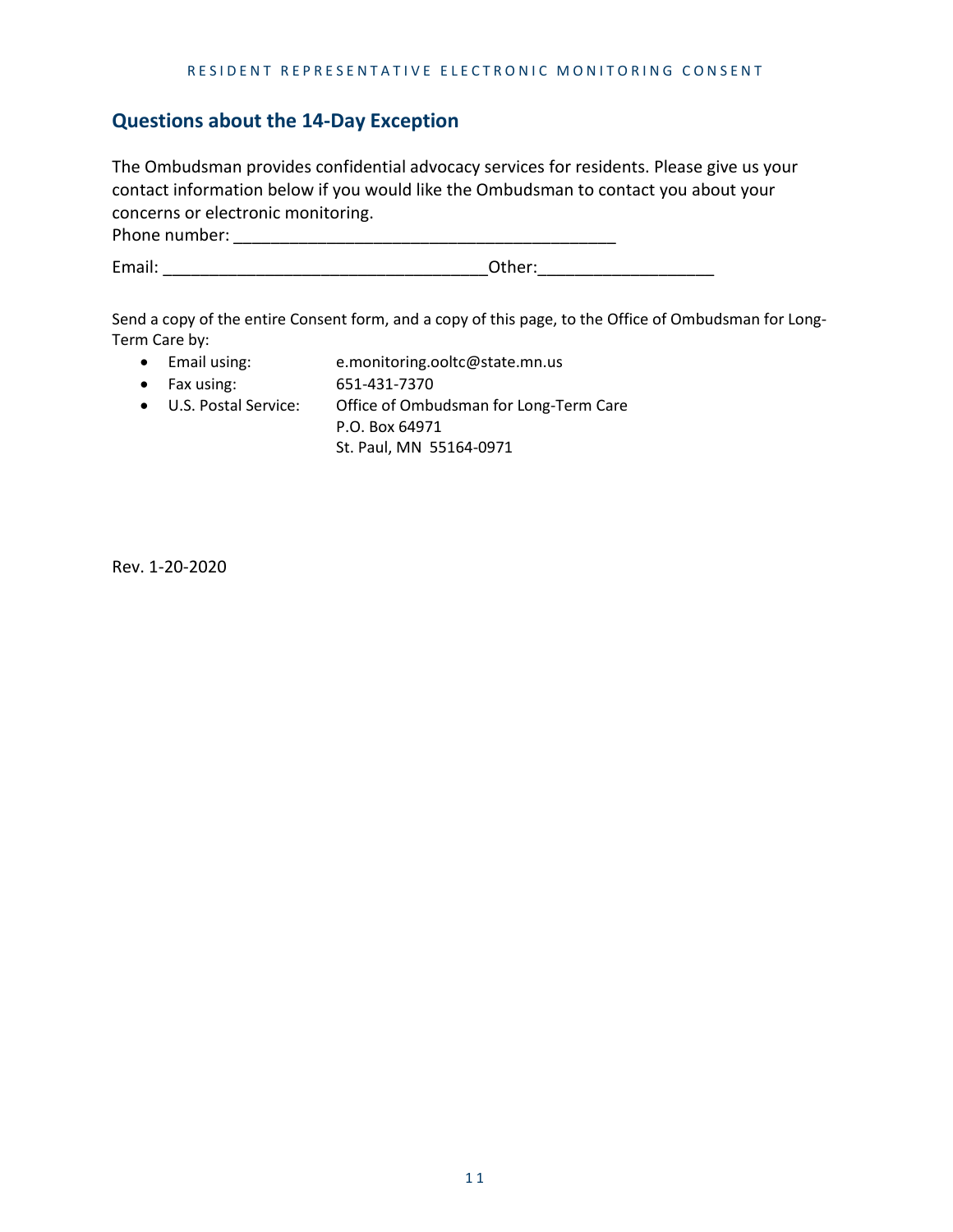## Questions about the 14-Day Exception

The Ombudsman provides confidential advocacy services for residents. Please give us your contact information below if you would like the Ombudsman to contact you about your concerns or electronic monitoring.

Phone number: ________________________________________

Email: __________________________________Other:__________________

Send a copy of the entire Consent form, and a copy of this page, to the Office of Ombudsman for Long-Term Care by:

- Email using: e.monitoring.ooltc@state.mn.us
- Fax using: 651-431-7370
- U.S. Postal Service: Office of Ombudsman for Long-Term Care
  P.O. Box 64971
  St. Paul, MN 55164-0971

Rev. 1-20-2020